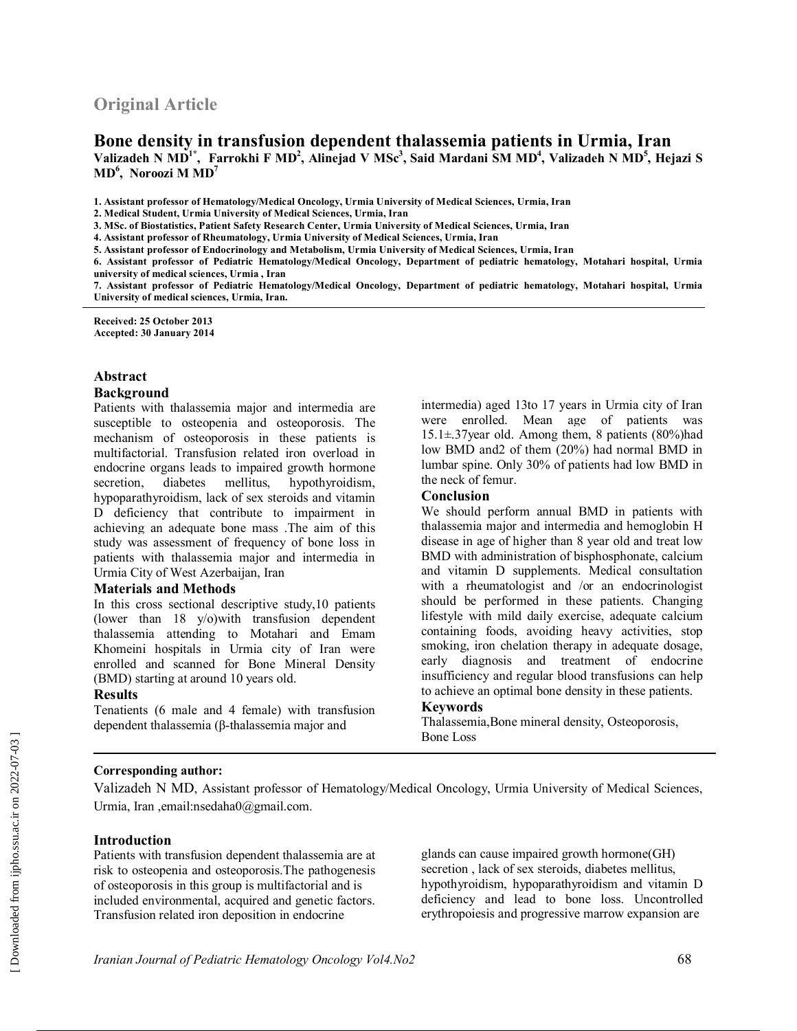## Original Article

# Bone density in transfusion dependent thalassemia patients in Urmia, Iran

**Valizadeh N MD[1*], Farrokhi F MD[2], Alinejad V MSc[3], Said Mardani SM MD[4], Valizadeh N MD[5], Hejazi S MD[6], Noroozi M MD[7]**

**1. Assistant professor of Hematology/Medical Oncology, Urmia University of Medical Sciences, Urmia, Iran**
**2. Medical Student, Urmia University of Medical Sciences, Urmia, Iran**
**3. MSc. of Biostatistics, Patient Safety Research Center, Urmia University of Medical Sciences, Urmia, Iran**
**4. Assistant professor of Rheumatology, Urmia University of Medical Sciences, Urmia, Iran**
**5. Assistant professor of Endocrinology and Metabolism, Urmia University of Medical Sciences, Urmia, Iran**
**6. Assistant professor of Pediatric Hematology/Medical Oncology, Department of pediatric hematology, Motahari hospital, Urmia university of medical sciences, Urmia , Iran**
**7. Assistant professor of Pediatric Hematology/Medical Oncology, Department of pediatric hematology, Motahari hospital, Urmia University of medical sciences, Urmia, Iran.**

**Received: 25 October 2013**
**Accepted: 30 January 2014**

## Abstract

### Background

Patients with thalassemia major and intermedia are susceptible to osteopenia and osteoporosis. The mechanism of osteoporosis in these patients is multifactorial. Transfusion related iron overload in endocrine organs leads to impaired growth hormone secretion, diabetes mellitus, hypothyroidism, hypoparathyroidism, lack of sex steroids and vitamin D deficiency that contribute to impairment in achieving an adequate bone mass .The aim of this study was assessment of frequency of bone loss in patients with thalassemia major and intermedia in Urmia City of West Azerbaijan, Iran

### Materials and Methods

In this cross sectional descriptive study,10 patients (lower than 18 y/o)with transfusion dependent thalassemia attending to Motahari and Emam Khomeini hospitals in Urmia city of Iran were enrolled and scanned for Bone Mineral Density (BMD) starting at around 10 years old.

### Results

Tenatients (6 male and 4 female) with transfusion dependent thalassemia (β-thalassemia major and intermedia) aged 13to 17 years in Urmia city of Iran were enrolled. Mean age of patients was 15.1±.37year old. Among them, 8 patients (80%)had low BMD and2 of them (20%) had normal BMD in lumbar spine. Only 30% of patients had low BMD in the neck of femur.

### Conclusion

We should perform annual BMD in patients with thalassemia major and intermedia and hemoglobin H disease in age of higher than 8 year old and treat low BMD with administration of bisphosphonate, calcium and vitamin D supplements. Medical consultation with a rheumatologist and /or an endocrinologist should be performed in these patients. Changing lifestyle with mild daily exercise, adequate calcium containing foods, avoiding heavy activities, stop smoking, iron chelation therapy in adequate dosage, early diagnosis and treatment of endocrine insufficiency and regular blood transfusions can help to achieve an optimal bone density in these patients.

### Keywords

Thalassemia,Bone mineral density, Osteoporosis, Bone Loss

**Corresponding author:**
Valizadeh N MD, Assistant professor of Hematology/Medical Oncology, Urmia University of Medical Sciences, Urmia, Iran ,email:nsedaha0@gmail.com.

## Introduction

Patients with transfusion dependent thalassemia are at risk to osteopenia and osteoporosis.The pathogenesis of osteoporosis in this group is multifactorial and is included environmental, acquired and genetic factors. Transfusion related iron deposition in endocrine glands can cause impaired growth hormone(GH) secretion , lack of sex steroids, diabetes mellitus, hypothyroidism, hypoparathyroidism and vitamin D deficiency and lead to bone loss. Uncontrolled erythropoiesis and progressive marrow expansion are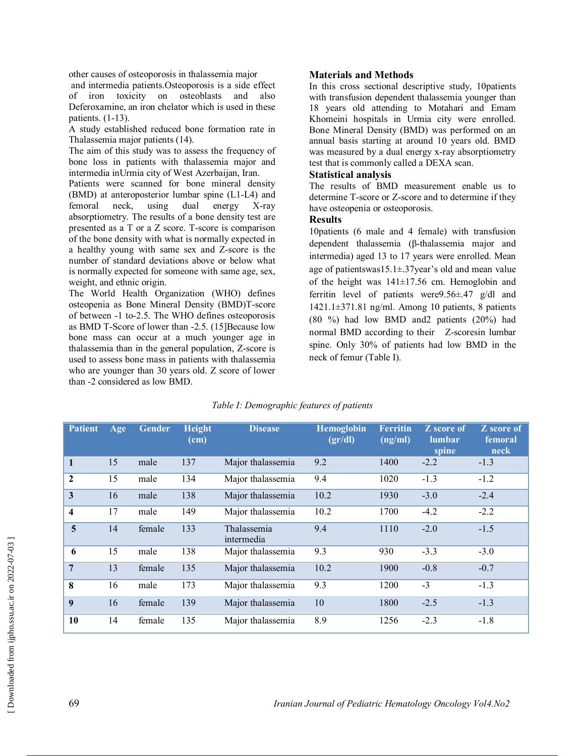other causes of osteoporosis in thalassemia major and intermedia patients.Osteoporosis is a side effect of iron toxicity on osteoblasts and also Deferoxamine, an iron chelator which is used in these patients. (1-13).

A study established reduced bone formation rate in Thalassemia major patients (14).

The aim of this study was to assess the frequency of bone loss in patients with thalassemia major and intermedia inUrmia city of West Azerbaijan, Iran.

Patients were scanned for bone mineral density (BMD) at anteroposterior lumbar spine (L1-L4) and femoral neck, using dual energy X-ray absorptiometry. The results of a bone density test are presented as a T or a Z score. T-score is comparison of the bone density with what is normally expected in a healthy young with same sex and Z-score is the number of standard deviations above or below what is normally expected for someone with same age, sex, weight, and ethnic origin.

The World Health Organization (WHO) defines osteopenia as Bone Mineral Density (BMD)T-score of between -1 to-2.5. The WHO defines osteoporosis as BMD T-Score of lower than -2.5. (15]Because low bone mass can occur at a much younger age in thalassemia than in the general population, Z-score is used to assess bone mass in patients with thalassemia who are younger than 30 years old. Z score of lower than -2 considered as low BMD.

## Materials and Methods

In this cross sectional descriptive study, 10patients with transfusion dependent thalassemia younger than 18 years old attending to Motahari and Emam Khomeini hospitals in Urmia city were enrolled. Bone Mineral Density (BMD) was performed on an annual basis starting at around 10 years old. BMD was measured by a dual energy x-ray absorptiometry test that is commonly called a DEXA scan.

## Statistical analysis

The results of BMD measurement enable us to determine T-score or Z-score and to determine if they have osteopenia or osteoporosis.

## Results

10patients (6 male and 4 female) with transfusion dependent thalassemia (β-thalassemia major and intermedia) aged 13 to 17 years were enrolled. Mean age of patientswas15.1±.37year's old and mean value of the height was 141±17.56 cm. Hemoglobin and ferritin level of patients were9.56±.47 g/dl and 1421.1±371.81 ng/ml. Among 10 patients, 8 patients (80 %) had low BMD and2 patients (20%) had normal BMD according to their Z-scoresin lumbar spine. Only 30% of patients had low BMD in the neck of femur (Table I).

*Table I: Demographic features of patients*

| Patient | Age | Gender | Height (cm) | Disease | Hemoglobin (gr/dl) | Ferritin (ng/ml) | Z score of lumbar spine | Z score of femoral neck |
|---|---|---|---|---|---|---|---|---|
| 1 | 15 | male | 137 | Major thalassemia | 9.2 | 1400 | -2.2 | -1.3 |
| 2 | 15 | male | 134 | Major thalassemia | 9.4 | 1020 | -1.3 | -1.2 |
| 3 | 16 | male | 138 | Major thalassemia | 10.2 | 1930 | -3.0 | -2.4 |
| 4 | 17 | male | 149 | Major thalassemia | 10.2 | 1700 | -4.2 | -2.2 |
| 5 | 14 | female | 133 | Thalassemia intermedia | 9.4 | 1110 | -2.0 | -1.5 |
| 6 | 15 | male | 138 | Major thalassemia | 9.3 | 930 | -3.3 | -3.0 |
| 7 | 13 | female | 135 | Major thalassemia | 10.2 | 1900 | -0.8 | -0.7 |
| 8 | 16 | male | 173 | Major thalassemia | 9.3 | 1200 | -3 | -1.3 |
| 9 | 16 | female | 139 | Major thalassemia | 10 | 1800 | -2.5 | -1.3 |
| 10 | 14 | female | 135 | Major thalassemia | 8.9 | 1256 | -2.3 | -1.8 |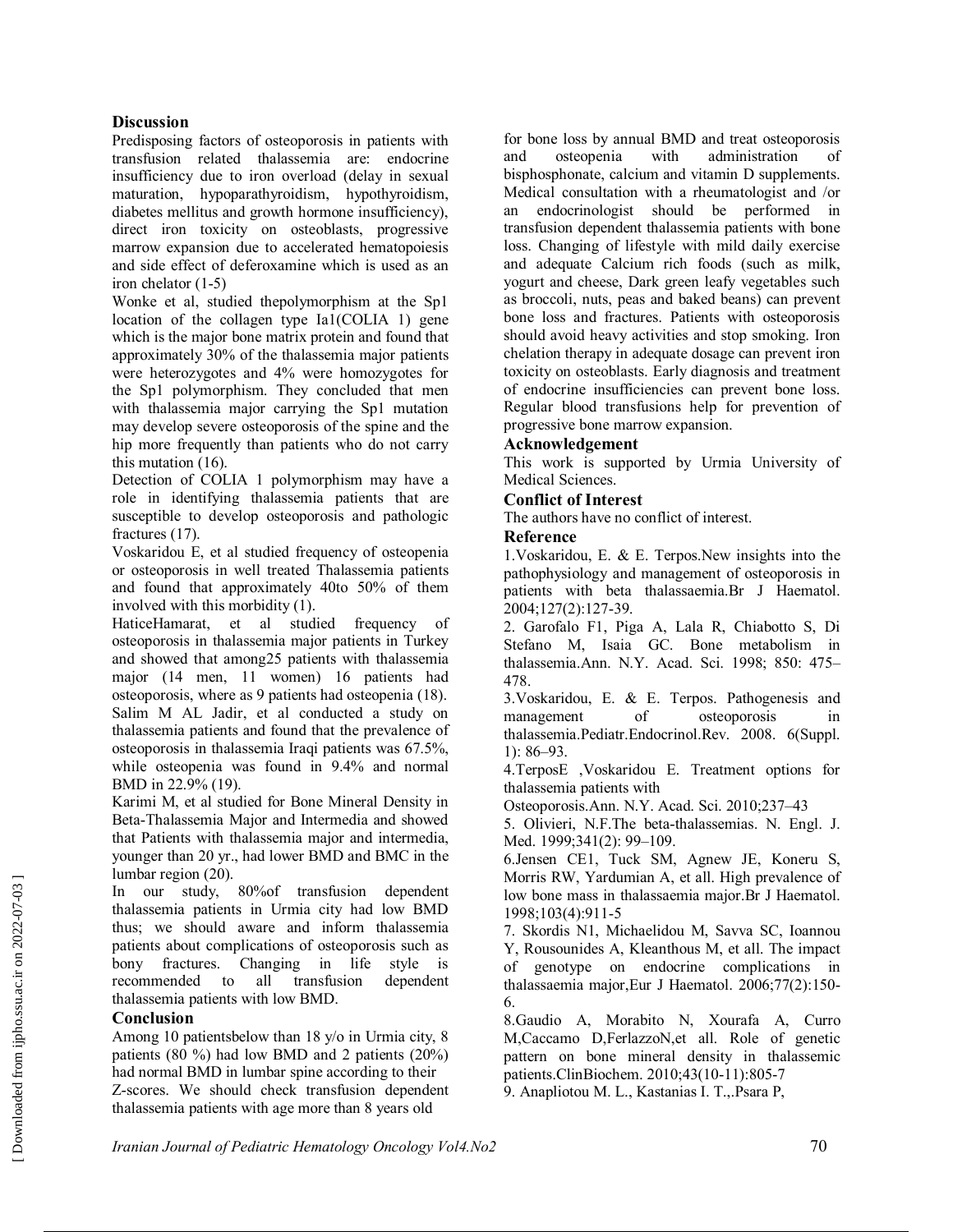## Discussion

Predisposing factors of osteoporosis in patients with transfusion related thalassemia are: endocrine insufficiency due to iron overload (delay in sexual maturation, hypoparathyroidism, hypothyroidism, diabetes mellitus and growth hormone insufficiency), direct iron toxicity on osteoblasts, progressive marrow expansion due to accelerated hematopoiesis and side effect of deferoxamine which is used as an iron chelator (1-5)

Wonke et al, studied thepolymorphism at the Sp1 location of the collagen type Ia1(COLIA 1) gene which is the major bone matrix protein and found that approximately 30% of the thalassemia major patients were heterozygotes and 4% were homozygotes for the Sp1 polymorphism. They concluded that men with thalassemia major carrying the Sp1 mutation may develop severe osteoporosis of the spine and the hip more frequently than patients who do not carry this mutation (16).

Detection of COLIA 1 polymorphism may have a role in identifying thalassemia patients that are susceptible to develop osteoporosis and pathologic fractures (17).

Voskaridou E, et al studied frequency of osteopenia or osteoporosis in well treated Thalassemia patients and found that approximately 40to 50% of them involved with this morbidity (1).

HaticeHamarat, et al studied frequency of osteoporosis in thalassemia major patients in Turkey and showed that among25 patients with thalassemia major (14 men, 11 women) 16 patients had osteoporosis, where as 9 patients had osteopenia (18).

Salim M AL Jadir, et al conducted a study on thalassemia patients and found that the prevalence of osteoporosis in thalassemia Iraqi patients was 67.5%, while osteopenia was found in 9.4% and normal BMD in 22.9% (19).

Karimi M, et al studied for Bone Mineral Density in Beta-Thalassemia Major and Intermedia and showed that Patients with thalassemia major and intermedia, younger than 20 yr., had lower BMD and BMC in the lumbar region (20).

In our study, 80%of transfusion dependent thalassemia patients in Urmia city had low BMD thus; we should aware and inform thalassemia patients about complications of osteoporosis such as bony fractures. Changing in life style is recommended to all transfusion dependent thalassemia patients with low BMD.

## Conclusion

Among 10 patientsbelow than 18 y/o in Urmia city, 8 patients (80 %) had low BMD and 2 patients (20%) had normal BMD in lumbar spine according to their Z-scores. We should check transfusion dependent thalassemia patients with age more than 8 years old for bone loss by annual BMD and treat osteoporosis and osteopenia with administration of bisphosphonate, calcium and vitamin D supplements. Medical consultation with a rheumatologist and /or an endocrinologist should be performed in transfusion dependent thalassemia patients with bone loss. Changing of lifestyle with mild daily exercise and adequate Calcium rich foods (such as milk, yogurt and cheese, Dark green leafy vegetables such as broccoli, nuts, peas and baked beans) can prevent bone loss and fractures. Patients with osteoporosis should avoid heavy activities and stop smoking. Iron chelation therapy in adequate dosage can prevent iron toxicity on osteoblasts. Early diagnosis and treatment of endocrine insufficiencies can prevent bone loss. Regular blood transfusions help for prevention of progressive bone marrow expansion.

## Acknowledgement

This work is supported by Urmia University of Medical Sciences.

## Conflict of Interest

The authors have no conflict of interest.

## Reference

1.Voskaridou, E. & E. Terpos.New insights into the pathophysiology and management of osteoporosis in patients with beta thalassaemia.Br J Haematol. 2004;127(2):127-39.

2. Garofalo F1, Piga A, Lala R, Chiabotto S, Di Stefano M, Isaia GC. Bone metabolism in thalassemia.Ann. N.Y. Acad. Sci. 1998; 850: 475–478.

3.Voskaridou, E. & E. Terpos. Pathogenesis and management of osteoporosis in thalassemia.Pediatr.Endocrinol.Rev. 2008. 6(Suppl. 1): 86–93.

4.TerposE ,Voskaridou E. Treatment options for thalassemia patients with Osteoporosis.Ann. N.Y. Acad. Sci. 2010;237–43

5. Olivieri, N.F.The beta-thalassemias. N. Engl. J. Med. 1999;341(2): 99–109.

6.Jensen CE1, Tuck SM, Agnew JE, Koneru S, Morris RW, Yardumian A, et all. High prevalence of low bone mass in thalassaemia major.Br J Haematol. 1998;103(4):911-5

7. Skordis N1, Michaelidou M, Savva SC, Ioannou Y, Rousounides A, Kleanthous M, et all. The impact of genotype on endocrine complications in thalassaemia major,Eur J Haematol. 2006;77(2):150-6.

8.Gaudio A, Morabito N, Xourafa A, Curro M,Caccamo D,FerlazzoN,et all. Role of genetic pattern on bone mineral density in thalassemic patients.ClinBiochem. 2010;43(10-11):805-7

9. Anapliotou M. L., Kastanias I. T.,.Psara P,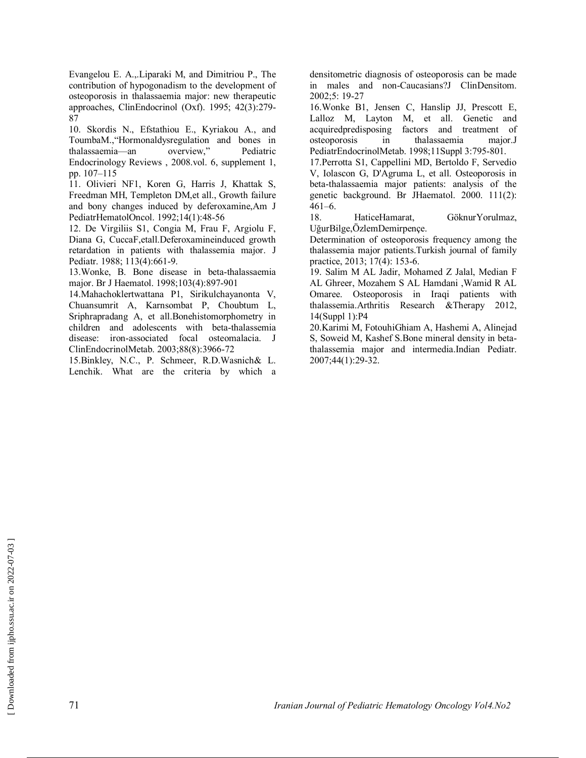Evangelou E. A.,.Liparaki M, and Dimitriou P., The contribution of hypogonadism to the development of osteoporosis in thalassaemia major: new therapeutic approaches, ClinEndocrinol (Oxf). 1995; 42(3):279-87

10. Skordis N., Efstathiou E., Kyriakou A., and ToumbaM.,"Hormonaldysregulation and bones in thalassaemia—an overview," Pediatric Endocrinology Reviews , 2008.vol. 6, supplement 1, pp. 107–115

11. Olivieri NF1, Koren G, Harris J, Khattak S, Freedman MH, Templeton DM,et all., Growth failure and bony changes induced by deferoxamine,Am J PediatrHematolOncol. 1992;14(1):48-56

12. De Virgiliis S1, Congia M, Frau F, Argiolu F, Diana G, CuccaF,etall.Deferoxamineinduced growth retardation in patients with thalassemia major. J Pediatr. 1988; 113(4):661-9.

13.Wonke, B. Bone disease in beta-thalassaemia major. Br J Haematol. 1998;103(4):897-901

14.Mahachoklertwattana P1, Sirikulchayanonta V, Chuansumrit A, Karnsombat P, Choubtum L, Sriphrapradang A, et all.Bonehistomorphometry in children and adolescents with beta-thalassemia disease: iron-associated focal osteomalacia. J ClinEndocrinolMetab. 2003;88(8):3966-72

15.Binkley, N.C., P. Schmeer, R.D.Wasnich& L. Lenchik. What are the criteria by which a densitometric diagnosis of osteoporosis can be made in males and non-Caucasians?J ClinDensitom. 2002;5: 19-27

16.Wonke B1, Jensen C, Hanslip JJ, Prescott E, Lalloz M, Layton M, et all. Genetic and acquiredpredisposing factors and treatment of osteoporosis in thalassaemia major.J PediatrEndocrinolMetab. 1998;11Suppl 3:795-801.

17.Perrotta S1, Cappellini MD, Bertoldo F, Servedio V, Iolascon G, D'Agruma L, et all. Osteoporosis in beta-thalassaemia major patients: analysis of the genetic background. Br JHaematol. 2000. 111(2): 461–6.

18. HaticeHamarat, GöknurYorulmaz, UğurBilge,ÖzlemDemirpençe. Determination of osteoporosis frequency among the thalassemia major patients.Turkish journal of family practice, 2013; 17(4): 153-6.

19. Salim M AL Jadir, Mohamed Z Jalal, Median F AL Ghreer, Mozahem S AL Hamdani ,Wamid R AL Omaree. Osteoporosis in Iraqi patients with thalassemia.Arthritis Research &Therapy 2012, 14(Suppl 1):P4

20.Karimi M, FotouhiGhiam A, Hashemi A, Alinejad S, Soweid M, Kashef S.Bone mineral density in beta-thalassemia major and intermedia.Indian Pediatr. 2007;44(1):29-32.